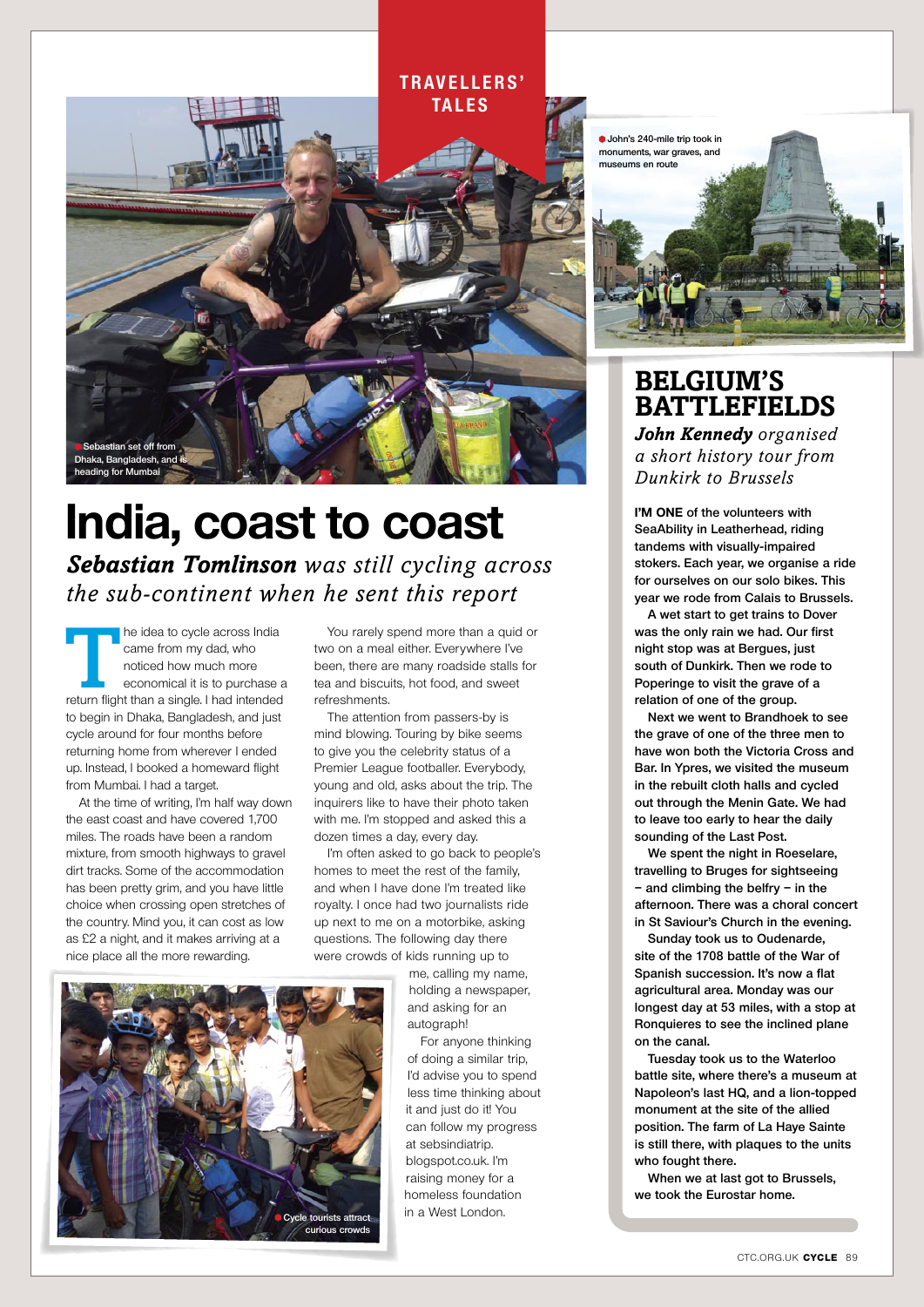TRAVELLERS' TALES

Sebastian set off from Dhaka, Bangladesh, and is heading for Mumbai

# India, coast to coast

***Sebastian Tomlinson** was still cycling across the sub-continent when he sent this report*

The idea to cycle across India came from my dad, who noticed how much more economical it is to purchase a return flight than a single. I had intended to begin in Dhaka, Bangladesh, and just cycle around for four months before returning home from wherever I ended up. Instead, I booked a homeward flight from Mumbai. I had a target.

At the time of writing, I'm half way down the east coast and have covered 1,700 miles. The roads have been a random mixture, from smooth highways to gravel dirt tracks. Some of the accommodation has been pretty grim, and you have little choice when crossing open stretches of the country. Mind you, it can cost as low as £2 a night, and it makes arriving at a nice place all the more rewarding.

You rarely spend more than a quid or two on a meal either. Everywhere I've been, there are many roadside stalls for tea and biscuits, hot food, and sweet refreshments.

The attention from passers-by is mind blowing. Touring by bike seems to give you the celebrity status of a Premier League footballer. Everybody, young and old, asks about the trip. The inquirers like to have their photo taken with me. I'm stopped and asked this a dozen times a day, every day.

I'm often asked to go back to people's homes to meet the rest of the family, and when I have done I'm treated like royalty. I once had two journalists ride up next to me on a motorbike, asking questions. The following day there were crowds of kids running up to me, calling my name, holding a newspaper, and asking for an autograph!

For anyone thinking of doing a similar trip, I'd advise you to spend less time thinking about it and just do it! You can follow my progress at sebsindiatrip.blogspot.co.uk. I'm raising money for a homeless foundation in a West London.

Cycle tourists attract curious crowds

John's 240-mile trip took in monuments, war graves, and museums en route

# BELGIUM'S BATTLEFIELDS

***John Kennedy** organised a short history tour from Dunkirk to Brussels*

**I'M ONE** of the volunteers with SeaAbility in Leatherhead, riding tandems with visually-impaired stokers. Each year, we organise a ride for ourselves on our solo bikes. This year we rode from Calais to Brussels.

A wet start to get trains to Dover was the only rain we had. Our first night stop was at Bergues, just south of Dunkirk. Then we rode to Poperinge to visit the grave of a relation of one of the group.

Next we went to Brandhoek to see the grave of one of the three men to have won both the Victoria Cross and Bar. In Ypres, we visited the museum in the rebuilt cloth halls and cycled out through the Menin Gate. We had to leave too early to hear the daily sounding of the Last Post.

We spent the night in Roeselare, travelling to Bruges for sightseeing – and climbing the belfry – in the afternoon. There was a choral concert in St Saviour's Church in the evening.

Sunday took us to Oudenarde, site of the 1708 battle of the War of Spanish succession. It's now a flat agricultural area. Monday was our longest day at 53 miles, with a stop at Ronquieres to see the inclined plane on the canal.

Tuesday took us to the Waterloo battle site, where there's a museum at Napoleon's last HQ, and a lion-topped monument at the site of the allied position. The farm of La Haye Sainte is still there, with plaques to the units who fought there.

When we at last got to Brussels, we took the Eurostar home.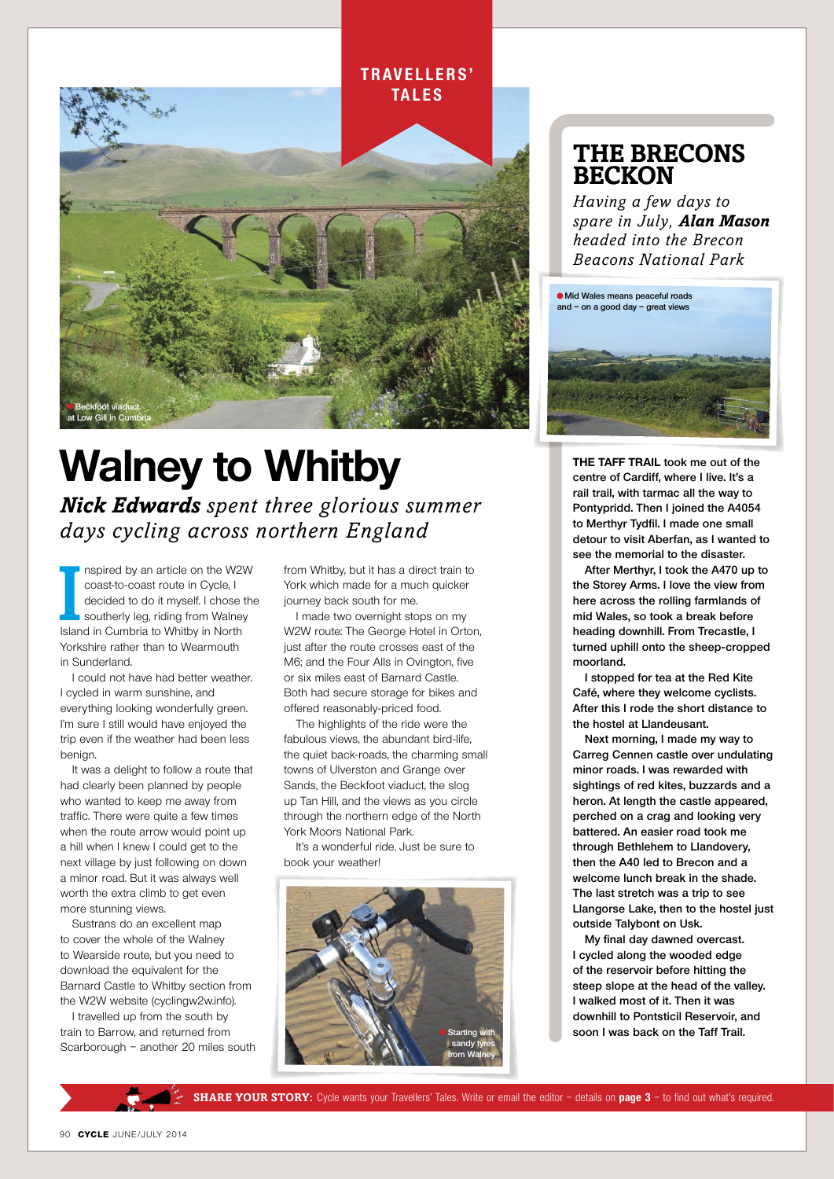TRAVELLERS' TALES

Beckfoot viaduct at Low Gill in Cumbria

# Walney to Whitby

***Nick Edwards*** *spent three glorious summer days cycling across northern England*

Inspired by an article on the W2W coast-to-coast route in Cycle, I decided to do it myself. I chose the southerly leg, riding from Walney Island in Cumbria to Whitby in North Yorkshire rather than to Wearmouth in Sunderland.

I could not have had better weather. I cycled in warm sunshine, and everything looking wonderfully green. I'm sure I still would have enjoyed the trip even if the weather had been less benign.

It was a delight to follow a route that had clearly been planned by people who wanted to keep me away from traffic. There were quite a few times when the route arrow would point up a hill when I knew I could get to the next village by just following on down a minor road. But it was always well worth the extra climb to get even more stunning views.

Sustrans do an excellent map to cover the whole of the Walney to Wearside route, but you need to download the equivalent for the Barnard Castle to Whitby section from the W2W website (cyclingw2w.info).

I travelled up from the south by train to Barrow, and returned from Scarborough – another 20 miles south from Whitby, but it has a direct train to York which made for a much quicker journey back south for me.

I made two overnight stops on my W2W route: The George Hotel in Orton, just after the route crosses east of the M6; and the Four Alls in Ovington, five or six miles east of Barnard Castle. Both had secure storage for bikes and offered reasonably-priced food.

The highlights of the ride were the fabulous views, the abundant bird-life, the quiet back-roads, the charming small towns of Ulverston and Grange over Sands, the Beckfoot viaduct, the slog up Tan Hill, and the views as you circle through the northern edge of the North York Moors National Park.

It's a wonderful ride. Just be sure to book your weather!

Starting with sandy tyres from Walney

## THE BRECONS BECKON

*Having a few days to spare in July,* ***Alan Mason*** *headed into the Brecon Beacons National Park*

Mid Wales means peaceful roads and – on a good day – great views

**THE TAFF TRAIL took me out of the centre of Cardiff, where I live. It's a rail trail, with tarmac all the way to Pontypridd. Then I joined the A4054 to Merthyr Tydfil. I made one small detour to visit Aberfan, as I wanted to see the memorial to the disaster.**

**After Merthyr, I took the A470 up to the Storey Arms. I love the view from here across the rolling farmlands of mid Wales, so took a break before heading downhill. From Trecastle, I turned uphill onto the sheep-cropped moorland.**

**I stopped for tea at the Red Kite Café, where they welcome cyclists. After this I rode the short distance to the hostel at Llandeusant.**

**Next morning, I made my way to Carreg Cennen castle over undulating minor roads. I was rewarded with sightings of red kites, buzzards and a heron. At length the castle appeared, perched on a crag and looking very battered. An easier road took me through Bethlehem to Llandovery, then the A40 led to Brecon and a welcome lunch break in the shade. The last stretch was a trip to see Llangorse Lake, then to the hostel just outside Talybont on Usk.**

**My final day dawned overcast. I cycled along the wooded edge of the reservoir before hitting the steep slope at the head of the valley. I walked most of it. Then it was downhill to Pontsticil Reservoir, and soon I was back on the Taff Trail.**

**SHARE YOUR STORY:** Cycle wants your Travellers' Tales. Write or email the editor – details on **page 3** – to find out what's required.